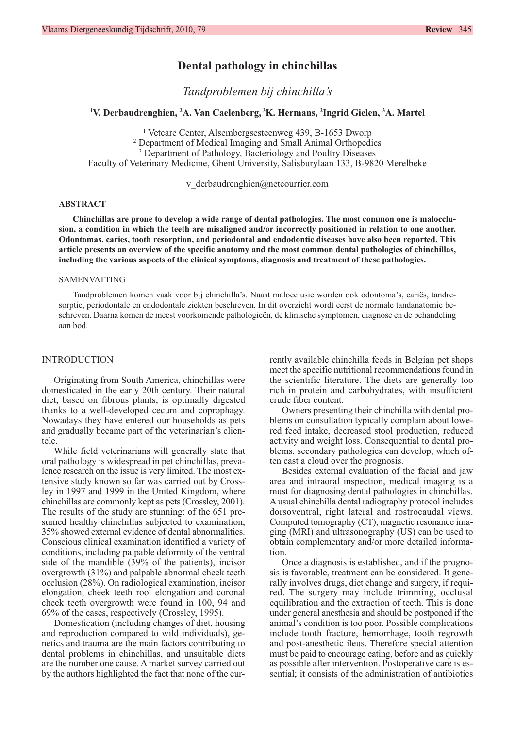# Dental pathology in chinchillas

*Tandproblemen bij chinchilla's*

**[1]V. Derbaudrenghien, [2]A. Van Caelenberg, [3]K. Hermans, [2]Ingrid Gielen, [3]A. Martel**

[1] Vetcare Center, Alsembergsesteenweg 439, B-1653 Dworp
[2] Department of Medical Imaging and Small Animal Orthopedics
[3] Department of Pathology, Bacteriology and Poultry Diseases
Faculty of Veterinary Medicine, Ghent University, Salisburylaan 133, B-9820 Merelbeke

v_derbaudrenghien@netcourrier.com

## ABSTRACT

**Chinchillas are prone to develop a wide range of dental pathologies. The most common one is malocclusion, a condition in which the teeth are misaligned and/or incorrectly positioned in relation to one another. Odontomas, caries, tooth resorption, and periodontal and endodontic diseases have also been reported. This article presents an overview of the specific anatomy and the most common dental pathologies of chinchillas, including the various aspects of the clinical symptoms, diagnosis and treatment of these pathologies.**

## SAMENVATTING

Tandproblemen komen vaak voor bij chinchilla's. Naast malocclusie worden ook odontoma's, cariës, tandresorptie, periodontale en endodontale ziekten beschreven. In dit overzicht wordt eerst de normale tandanatomie beschreven. Daarna komen de meest voorkomende pathologieën, de klinische symptomen, diagnose en de behandeling aan bod.

## INTRODUCTION

Originating from South America, chinchillas were domesticated in the early 20th century. Their natural diet, based on fibrous plants, is optimally digested thanks to a well-developed cecum and coprophagy. Nowadays they have entered our households as pets and gradually became part of the veterinarian's clientele.

While field veterinarians will generally state that oral pathology is widespread in pet chinchillas, prevalence research on the issue is very limited. The most extensive study known so far was carried out by Crossley in 1997 and 1999 in the United Kingdom, where chinchillas are commonly kept as pets (Crossley, 2001). The results of the study are stunning: of the 651 presumed healthy chinchillas subjected to examination, 35% showed external evidence of dental abnormalities. Conscious clinical examination identified a variety of conditions, including palpable deformity of the ventral side of the mandible (39% of the patients), incisor overgrowth (31%) and palpable abnormal cheek teeth occlusion (28%). On radiological examination, incisor elongation, cheek teeth root elongation and coronal cheek teeth overgrowth were found in 100, 94 and 69% of the cases, respectively (Crossley, 1995).

Domestication (including changes of diet, housing and reproduction compared to wild individuals), genetics and trauma are the main factors contributing to dental problems in chinchillas, and unsuitable diets are the number one cause. A market survey carried out by the authors highlighted the fact that none of the currently available chinchilla feeds in Belgian pet shops meet the specific nutritional recommendations found in the scientific literature. The diets are generally too rich in protein and carbohydrates, with insufficient crude fiber content.

Owners presenting their chinchilla with dental problems on consultation typically complain about lowered feed intake, decreased stool production, reduced activity and weight loss. Consequential to dental problems, secondary pathologies can develop, which often cast a cloud over the prognosis.

Besides external evaluation of the facial and jaw area and intraoral inspection, medical imaging is a must for diagnosing dental pathologies in chinchillas. A usual chinchilla dental radiography protocol includes dorsoventral, right lateral and rostrocaudal views. Computed tomography (CT), magnetic resonance imaging (MRI) and ultrasonography (US) can be used to obtain complementary and/or more detailed information.

Once a diagnosis is established, and if the prognosis is favorable, treatment can be considered. It generally involves drugs, diet change and surgery, if required. The surgery may include trimming, occlusal equilibration and the extraction of teeth. This is done under general anesthesia and should be postponed if the animal's condition is too poor. Possible complications include tooth fracture, hemorrhage, tooth regrowth and post-anesthetic ileus. Therefore special attention must be paid to encourage eating, before and as quickly as possible after intervention. Postoperative care is essential; it consists of the administration of antibiotics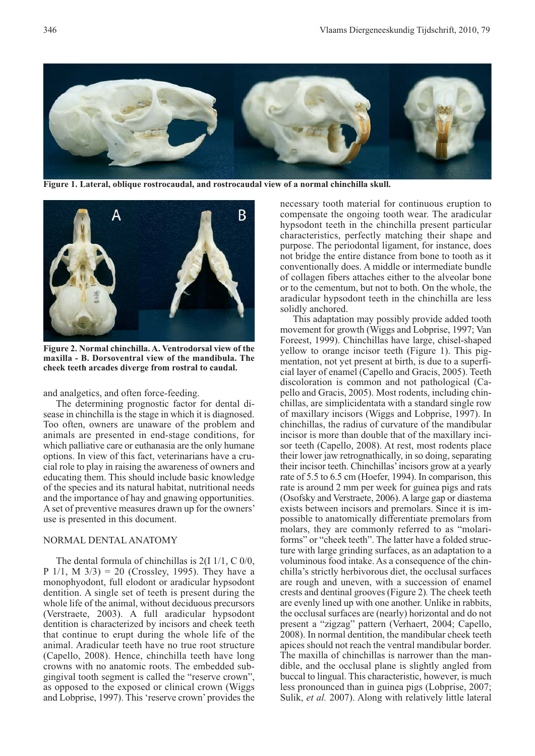**Figure 1. Lateral, oblique rostrocaudal, and rostrocaudal view of a normal chinchilla skull.**

**Figure 2. Normal chinchilla. A. Ventrodorsal view of the maxilla - B. Dorsoventral view of the mandibula. The cheek teeth arcades diverge from rostral to caudal.**

and analgetics, and often force-feeding.

The determining prognostic factor for dental disease in chinchilla is the stage in which it is diagnosed. Too often, owners are unaware of the problem and animals are presented in end-stage conditions, for which palliative care or euthanasia are the only humane options. In view of this fact, veterinarians have a crucial role to play in raising the awareness of owners and educating them. This should include basic knowledge of the species and its natural habitat, nutritional needs and the importance of hay and gnawing opportunities. A set of preventive measures drawn up for the owners' use is presented in this document.

## NORMAL DENTAL ANATOMY

The dental formula of chinchillas is 2(I 1/1, C 0/0, P 1/1, M 3/3) = 20 (Crossley, 1995). They have a monophyodont, full elodont or aradicular hypsodont dentition. A single set of teeth is present during the whole life of the animal, without deciduous precursors (Verstraete, 2003). A full aradicular hypsodont dentition is characterized by incisors and cheek teeth that continue to erupt during the whole life of the animal. Aradicular teeth have no true root structure (Capello, 2008). Hence, chinchilla teeth have long crowns with no anatomic roots. The embedded subgingival tooth segment is called the "reserve crown", as opposed to the exposed or clinical crown (Wiggs and Lobprise, 1997). This 'reserve crown' provides the necessary tooth material for continuous eruption to compensate the ongoing tooth wear. The aradicular hypsodont teeth in the chinchilla present particular characteristics, perfectly matching their shape and purpose. The periodontal ligament, for instance, does not bridge the entire distance from bone to tooth as it conventionally does. A middle or intermediate bundle of collagen fibers attaches either to the alveolar bone or to the cementum, but not to both. On the whole, the aradicular hypsodont teeth in the chinchilla are less solidly anchored.

This adaptation may possibly provide added tooth movement for growth (Wiggs and Lobprise, 1997; Van Foreest, 1999). Chinchillas have large, chisel-shaped yellow to orange incisor teeth (Figure 1). This pigmentation, not yet present at birth, is due to a superficial layer of enamel (Capello and Gracis, 2005). Teeth discoloration is common and not pathological (Capello and Gracis, 2005). Most rodents, including chinchillas, are simplicidentata with a standard single row of maxillary incisors (Wiggs and Lobprise, 1997). In chinchillas, the radius of curvature of the mandibular incisor is more than double that of the maxillary incisor teeth (Capello, 2008). At rest, most rodents place their lower jaw retrognathically, in so doing, separating their incisor teeth. Chinchillas' incisors grow at a yearly rate of 5.5 to 6.5 cm (Hoefer, 1994). In comparison, this rate is around 2 mm per week for guinea pigs and rats (Osofsky and Verstraete, 2006). A large gap or diastema exists between incisors and premolars. Since it is impossible to anatomically differentiate premolars from molars, they are commonly referred to as "molariforms" or "cheek teeth". The latter have a folded structure with large grinding surfaces, as an adaptation to a voluminous food intake. As a consequence of the chinchilla's strictly herbivorous diet, the occlusal surfaces are rough and uneven, with a succession of enamel crests and dentinal grooves (Figure 2)*.* The cheek teeth are evenly lined up with one another. Unlike in rabbits, the occlusal surfaces are (nearly) horizontal and do not present a "zigzag" pattern (Verhaert, 2004; Capello, 2008). In normal dentition, the mandibular cheek teeth apices should not reach the ventral mandibular border. The maxilla of chinchillas is narrower than the mandible, and the occlusal plane is slightly angled from buccal to lingual. This characteristic, however, is much less pronounced than in guinea pigs (Lobprise, 2007; Sulik, *et al.* 2007). Along with relatively little lateral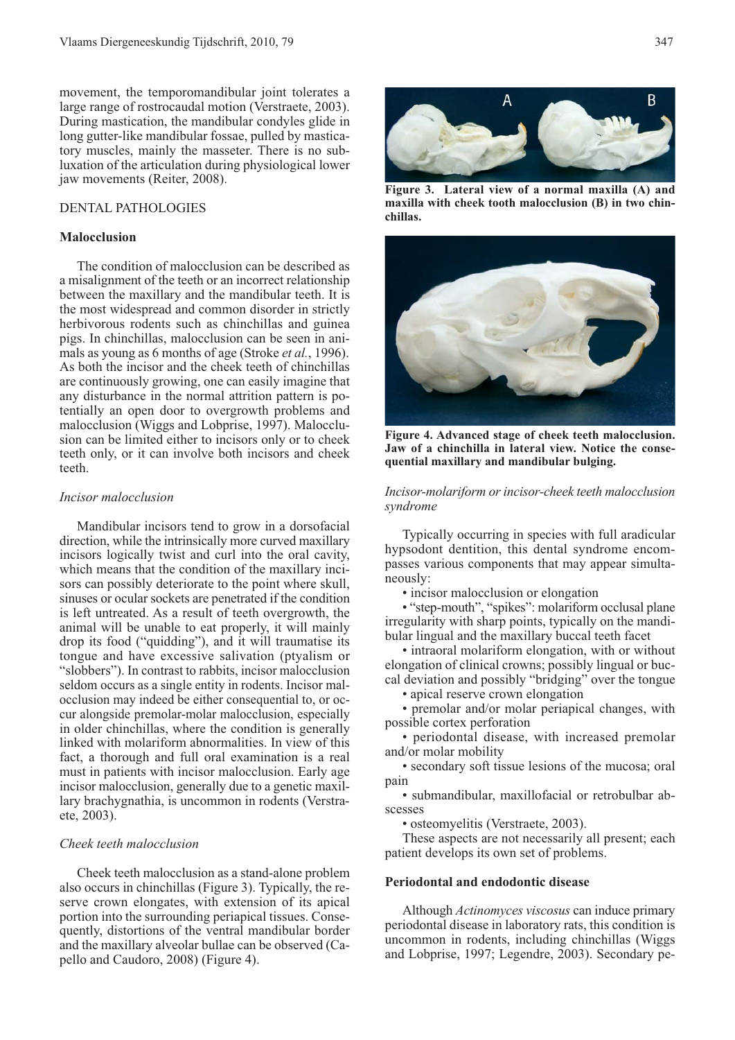movement, the temporomandibular joint tolerates a large range of rostrocaudal motion (Verstraete, 2003). During mastication, the mandibular condyles glide in long gutter-like mandibular fossae, pulled by masticatory muscles, mainly the masseter. There is no subluxation of the articulation during physiological lower jaw movements (Reiter, 2008).

## DENTAL PATHOLOGIES

### Malocclusion

The condition of malocclusion can be described as a misalignment of the teeth or an incorrect relationship between the maxillary and the mandibular teeth. It is the most widespread and common disorder in strictly herbivorous rodents such as chinchillas and guinea pigs. In chinchillas, malocclusion can be seen in animals as young as 6 months of age (Stroke *et al.*, 1996). As both the incisor and the cheek teeth of chinchillas are continuously growing, one can easily imagine that any disturbance in the normal attrition pattern is potentially an open door to overgrowth problems and malocclusion (Wiggs and Lobprise, 1997). Malocclusion can be limited either to incisors only or to cheek teeth only, or it can involve both incisors and cheek teeth.

#### *Incisor malocclusion*

Mandibular incisors tend to grow in a dorsofacial direction, while the intrinsically more curved maxillary incisors logically twist and curl into the oral cavity, which means that the condition of the maxillary incisors can possibly deteriorate to the point where skull, sinuses or ocular sockets are penetrated if the condition is left untreated. As a result of teeth overgrowth, the animal will be unable to eat properly, it will mainly drop its food ("quidding"), and it will traumatise its tongue and have excessive salivation (ptyalism or "slobbers"). In contrast to rabbits, incisor malocclusion seldom occurs as a single entity in rodents. Incisor malocclusion may indeed be either consequential to, or occur alongside premolar-molar malocclusion, especially in older chinchillas, where the condition is generally linked with molariform abnormalities. In view of this fact, a thorough and full oral examination is a real must in patients with incisor malocclusion. Early age incisor malocclusion, generally due to a genetic maxillary brachygnathia, is uncommon in rodents (Verstraete, 2003).

#### *Cheek teeth malocclusion*

Cheek teeth malocclusion as a stand-alone problem also occurs in chinchillas (Figure 3). Typically, the reserve crown elongates, with extension of its apical portion into the surrounding periapical tissues. Consequently, distortions of the ventral mandibular border and the maxillary alveolar bullae can be observed (Capello and Caudoro, 2008) (Figure 4).

**Figure 3. Lateral view of a normal maxilla (A) and maxilla with cheek tooth malocclusion (B) in two chinchillas.**

**Figure 4. Advanced stage of cheek teeth malocclusion. Jaw of a chinchilla in lateral view. Notice the consequential maxillary and mandibular bulging.**

#### *Incisor-molariform or incisor-cheek teeth malocclusion syndrome*

Typically occurring in species with full aradicular hypsodont dentition, this dental syndrome encompasses various components that may appear simultaneously:

- incisor malocclusion or elongation
- "step-mouth", "spikes": molariform occlusal plane irregularity with sharp points, typically on the mandibular lingual and the maxillary buccal teeth facet
- intraoral molariform elongation, with or without elongation of clinical crowns; possibly lingual or buccal deviation and possibly "bridging" over the tongue
- apical reserve crown elongation
- premolar and/or molar periapical changes, with possible cortex perforation
- periodontal disease, with increased premolar and/or molar mobility
- secondary soft tissue lesions of the mucosa; oral pain
- submandibular, maxillofacial or retrobulbar abscesses
- osteomyelitis (Verstraete, 2003).

These aspects are not necessarily all present; each patient develops its own set of problems.

### Periodontal and endodontic disease

Although *Actinomyces viscosus* can induce primary periodontal disease in laboratory rats, this condition is uncommon in rodents, including chinchillas (Wiggs and Lobprise, 1997; Legendre, 2003). Secondary pe-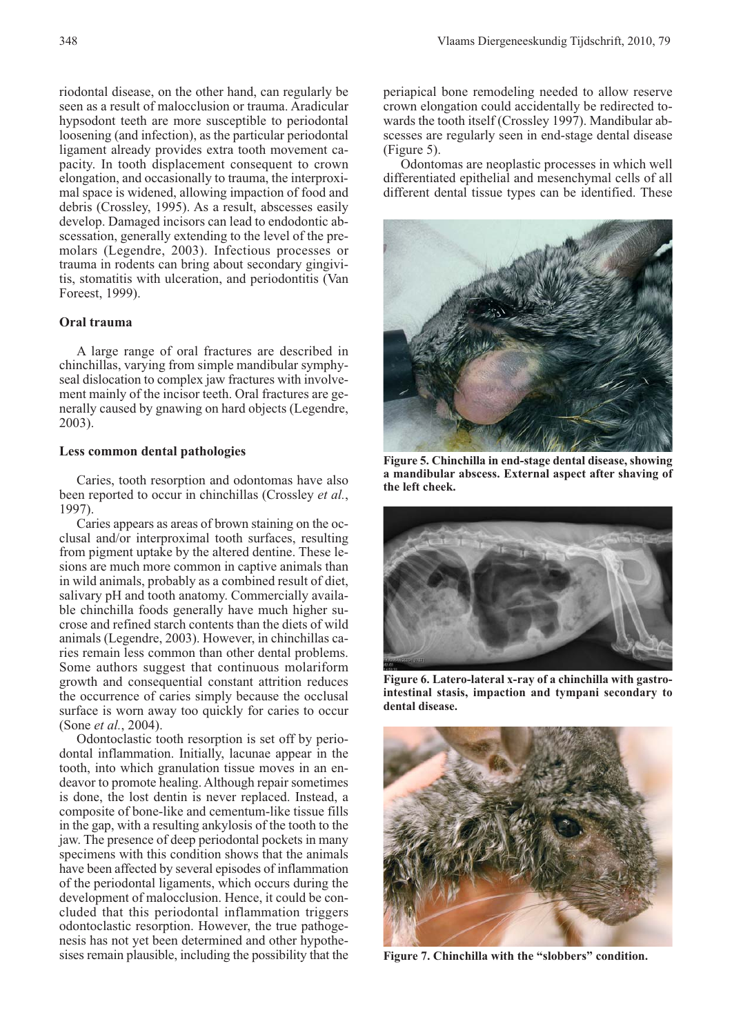riodontal disease, on the other hand, can regularly be seen as a result of malocclusion or trauma. Aradicular hypsodont teeth are more susceptible to periodontal loosening (and infection), as the particular periodontal ligament already provides extra tooth movement capacity. In tooth displacement consequent to crown elongation, and occasionally to trauma, the interproximal space is widened, allowing impaction of food and debris (Crossley, 1995). As a result, abscesses easily develop. Damaged incisors can lead to endodontic abscessation, generally extending to the level of the premolars (Legendre, 2003). Infectious processes or trauma in rodents can bring about secondary gingivitis, stomatitis with ulceration, and periodontitis (Van Foreest, 1999).

### Oral trauma

A large range of oral fractures are described in chinchillas, varying from simple mandibular symphyseal dislocation to complex jaw fractures with involvement mainly of the incisor teeth. Oral fractures are generally caused by gnawing on hard objects (Legendre, 2003).

### Less common dental pathologies

Caries, tooth resorption and odontomas have also been reported to occur in chinchillas (Crossley *et al.*, 1997).

Caries appears as areas of brown staining on the occlusal and/or interproximal tooth surfaces, resulting from pigment uptake by the altered dentine. These lesions are much more common in captive animals than in wild animals, probably as a combined result of diet, salivary pH and tooth anatomy. Commercially available chinchilla foods generally have much higher sucrose and refined starch contents than the diets of wild animals (Legendre, 2003). However, in chinchillas caries remain less common than other dental problems. Some authors suggest that continuous molariform growth and consequential constant attrition reduces the occurrence of caries simply because the occlusal surface is worn away too quickly for caries to occur (Sone *et al.*, 2004).

Odontoclastic tooth resorption is set off by periodontal inflammation. Initially, lacunae appear in the tooth, into which granulation tissue moves in an endeavor to promote healing. Although repair sometimes is done, the lost dentin is never replaced. Instead, a composite of bone-like and cementum-like tissue fills in the gap, with a resulting ankylosis of the tooth to the jaw. The presence of deep periodontal pockets in many specimens with this condition shows that the animals have been affected by several episodes of inflammation of the periodontal ligaments, which occurs during the development of malocclusion. Hence, it could be concluded that this periodontal inflammation triggers odontoclastic resorption. However, the true pathogenesis has not yet been determined and other hypotheses remain plausible, including the possibility that the periapical bone remodeling needed to allow reserve crown elongation could accidentally be redirected towards the tooth itself (Crossley 1997). Mandibular abscesses are regularly seen in end-stage dental disease (Figure 5).

Odontomas are neoplastic processes in which well differentiated epithelial and mesenchymal cells of all different dental tissue types can be identified. These

**Figure 5. Chinchilla in end-stage dental disease, showing a mandibular abscess. External aspect after shaving of the left cheek.**

**Figure 6. Latero-lateral x-ray of a chinchilla with gastro-intestinal stasis, impaction and tympani secondary to dental disease.**

**Figure 7. Chinchilla with the "slobbers" condition.**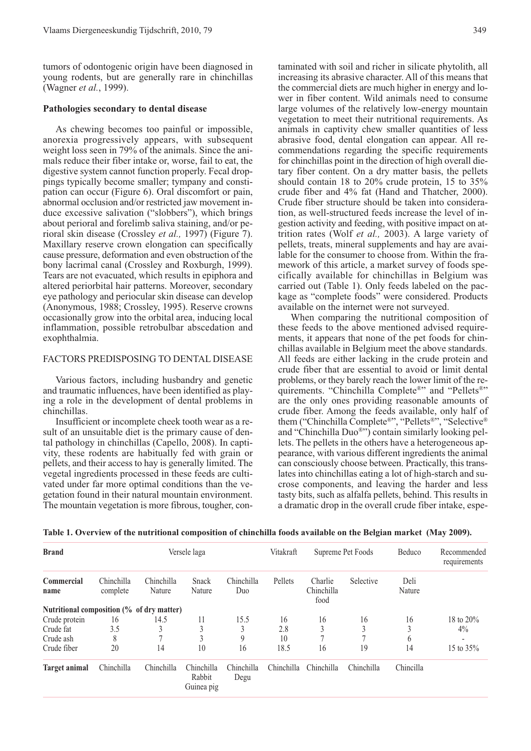tumors of odontogenic origin have been diagnosed in young rodents, but are generally rare in chinchillas (Wagner *et al.*, 1999).

### Pathologies secondary to dental disease

As chewing becomes too painful or impossible, anorexia progressively appears, with subsequent weight loss seen in 79% of the animals. Since the animals reduce their fiber intake or, worse, fail to eat, the digestive system cannot function properly. Fecal droppings typically become smaller; tympany and constipation can occur (Figure 6). Oral discomfort or pain, abnormal occlusion and/or restricted jaw movement induce excessive salivation ("slobbers"), which brings about perioral and forelimb saliva staining, and/or perioral skin disease (Crossley *et al.,* 1997) (Figure 7). Maxillary reserve crown elongation can specifically cause pressure, deformation and even obstruction of the bony lacrimal canal (Crossley and Roxburgh, 1999). Tears are not evacuated, which results in epiphora and altered periorbital hair patterns. Moreover, secondary eye pathology and periocular skin disease can develop (Anonymous, 1988; Crossley, 1995). Reserve crowns occasionally grow into the orbital area, inducing local inflammation, possible retrobulbar abscedation and exophthalmia.

## FACTORS PREDISPOSING TO DENTAL DISEASE

Various factors, including husbandry and genetic and traumatic influences, have been identified as playing a role in the development of dental problems in chinchillas.

Insufficient or incomplete cheek tooth wear as a result of an unsuitable diet is the primary cause of dental pathology in chinchillas (Capello, 2008). In captivity, these rodents are habitually fed with grain or pellets, and their access to hay is generally limited. The vegetal ingredients processed in these feeds are cultivated under far more optimal conditions than the vegetation found in their natural mountain environment. The mountain vegetation is more fibrous, tougher, contaminated with soil and richer in silicate phytolith, all increasing its abrasive character. All of this means that the commercial diets are much higher in energy and lower in fiber content. Wild animals need to consume large volumes of the relatively low-energy mountain vegetation to meet their nutritional requirements. As animals in captivity chew smaller quantities of less abrasive food, dental elongation can appear. All recommendations regarding the specific requirements for chinchillas point in the direction of high overall dietary fiber content. On a dry matter basis, the pellets should contain 18 to 20% crude protein, 15 to 35% crude fiber and 4% fat (Hand and Thatcher, 2000). Crude fiber structure should be taken into consideration, as well-structured feeds increase the level of ingestion activity and feeding, with positive impact on attrition rates (Wolf *et al.,* 2003). A large variety of pellets, treats, mineral supplements and hay are available for the consumer to choose from. Within the framework of this article, a market survey of foods specifically available for chinchillas in Belgium was carried out (Table 1). Only feeds labeled on the package as "complete foods" were considered. Products available on the internet were not surveyed.

When comparing the nutritional composition of these feeds to the above mentioned advised requirements, it appears that none of the pet foods for chinchillas available in Belgium meet the above standards. All feeds are either lacking in the crude protein and crude fiber that are essential to avoid or limit dental problems, or they barely reach the lower limit of the requirements. "Chinchilla Complete®" and "Pellets®" are the only ones providing reasonable amounts of crude fiber. Among the feeds available, only half of them ("Chinchilla Complete®", "Pellets®", "Selective® and "Chinchilla Duo®") contain similarly looking pellets. The pellets in the others have a heterogeneous appearance, with various different ingredients the animal can consciously choose between. Practically, this translates into chinchillas eating a lot of high-starch and sucrose components, and leaving the harder and less tasty bits, such as alfalfa pellets, behind. This results in a dramatic drop in the overall crude fiber intake, espe-

**Table 1. Overview of the nutritional composition of chinchilla foods available on the Belgian market (May 2009).**

| **Brand** | Versele laga | | | | Vitakraft | Supreme Pet Foods | | Beduco | Recommended requirements |
|---|---|---|---|---|---|---|---|---|---|
| **Commercial name** | Chinchilla complete | Chinchilla Nature | Snack Nature | Chinchilla Duo | Pellets | Charlie Chinchilla food | Selective | Deli Nature | |
| **Nutritional composition (% of dry matter)** | | | | | | | | | |
| Crude protein | 16 | 14.5 | 11 | 15.5 | 16 | 16 | 16 | 16 | 18 to 20% |
| Crude fat | 3.5 | 3 | 3 | 3 | 2.8 | 3 | 3 | 3 | 4% |
| Crude ash | 8 | 7 | 3 | 9 | 10 | 7 | 7 | 6 | - |
| Crude fiber | 20 | 14 | 10 | 16 | 18.5 | 16 | 19 | 14 | 15 to 35% |
| **Target animal** | Chinchilla | Chinchilla | Chinchilla Rabbit Guinea pig | Chinchilla Degu | Chinchilla | Chinchilla | Chinchilla | Chincilla | |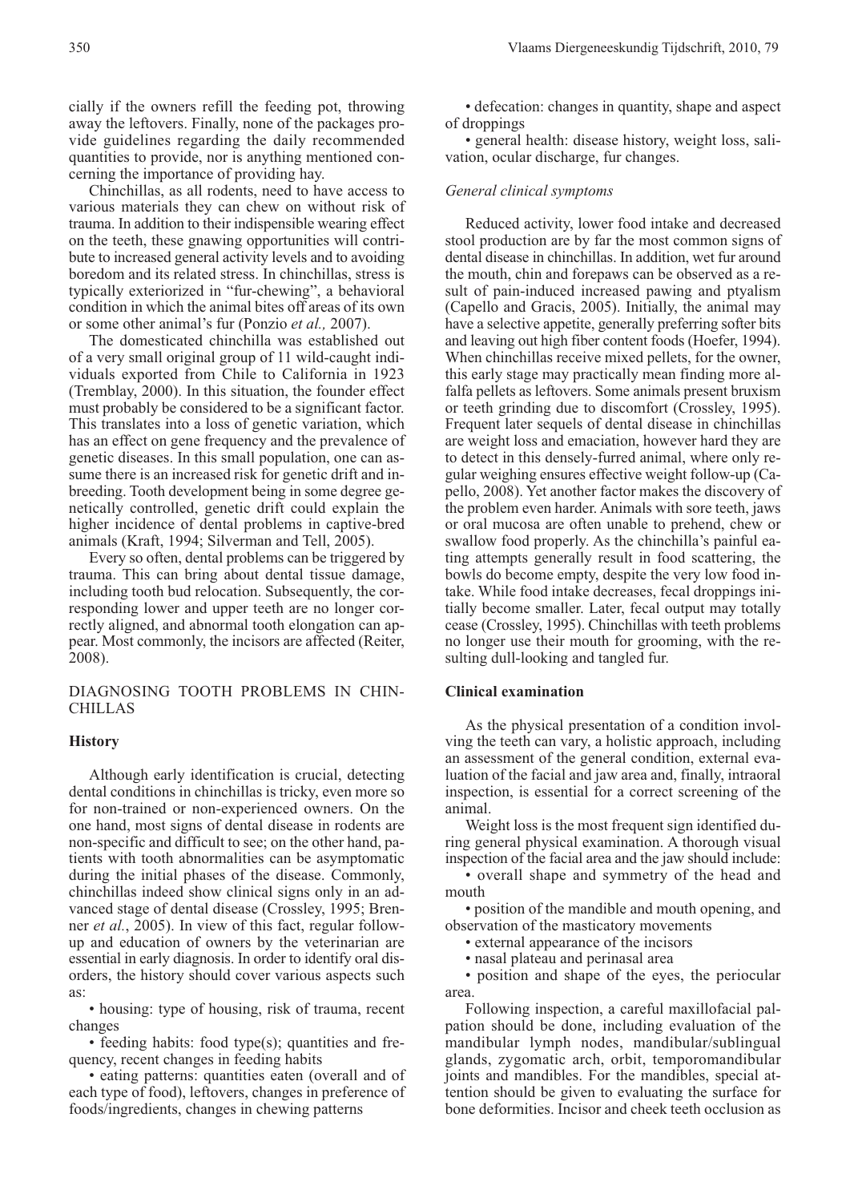cially if the owners refill the feeding pot, throwing away the leftovers. Finally, none of the packages provide guidelines regarding the daily recommended quantities to provide, nor is anything mentioned concerning the importance of providing hay.

Chinchillas, as all rodents, need to have access to various materials they can chew on without risk of trauma. In addition to their indispensible wearing effect on the teeth, these gnawing opportunities will contribute to increased general activity levels and to avoiding boredom and its related stress. In chinchillas, stress is typically exteriorized in "fur-chewing", a behavioral condition in which the animal bites off areas of its own or some other animal's fur (Ponzio *et al.,* 2007).

The domesticated chinchilla was established out of a very small original group of 11 wild-caught individuals exported from Chile to California in 1923 (Tremblay, 2000). In this situation, the founder effect must probably be considered to be a significant factor. This translates into a loss of genetic variation, which has an effect on gene frequency and the prevalence of genetic diseases. In this small population, one can assume there is an increased risk for genetic drift and inbreeding. Tooth development being in some degree genetically controlled, genetic drift could explain the higher incidence of dental problems in captive-bred animals (Kraft, 1994; Silverman and Tell, 2005).

Every so often, dental problems can be triggered by trauma. This can bring about dental tissue damage, including tooth bud relocation. Subsequently, the corresponding lower and upper teeth are no longer correctly aligned, and abnormal tooth elongation can appear. Most commonly, the incisors are affected (Reiter, 2008).

## DIAGNOSING TOOTH PROBLEMS IN CHINCHILLAS

### History

Although early identification is crucial, detecting dental conditions in chinchillas is tricky, even more so for non-trained or non-experienced owners. On the one hand, most signs of dental disease in rodents are non-specific and difficult to see; on the other hand, patients with tooth abnormalities can be asymptomatic during the initial phases of the disease. Commonly, chinchillas indeed show clinical signs only in an advanced stage of dental disease (Crossley, 1995; Brenner *et al.*, 2005). In view of this fact, regular follow-up and education of owners by the veterinarian are essential in early diagnosis. In order to identify oral disorders, the history should cover various aspects such as:

- housing: type of housing, risk of trauma, recent changes
- feeding habits: food type(s); quantities and frequency, recent changes in feeding habits
- eating patterns: quantities eaten (overall and of each type of food), leftovers, changes in preference of foods/ingredients, changes in chewing patterns
- defecation: changes in quantity, shape and aspect of droppings
- general health: disease history, weight loss, salivation, ocular discharge, fur changes.

*General clinical symptoms*

Reduced activity, lower food intake and decreased stool production are by far the most common signs of dental disease in chinchillas. In addition, wet fur around the mouth, chin and forepaws can be observed as a result of pain-induced increased pawing and ptyalism (Capello and Gracis, 2005). Initially, the animal may have a selective appetite, generally preferring softer bits and leaving out high fiber content foods (Hoefer, 1994). When chinchillas receive mixed pellets, for the owner, this early stage may practically mean finding more alfalfa pellets as leftovers. Some animals present bruxism or teeth grinding due to discomfort (Crossley, 1995). Frequent later sequels of dental disease in chinchillas are weight loss and emaciation, however hard they are to detect in this densely-furred animal, where only regular weighing ensures effective weight follow-up (Capello, 2008). Yet another factor makes the discovery of the problem even harder. Animals with sore teeth, jaws or oral mucosa are often unable to prehend, chew or swallow food properly. As the chinchilla's painful eating attempts generally result in food scattering, the bowls do become empty, despite the very low food intake. While food intake decreases, fecal droppings initially become smaller. Later, fecal output may totally cease (Crossley, 1995). Chinchillas with teeth problems no longer use their mouth for grooming, with the resulting dull-looking and tangled fur.

### Clinical examination

As the physical presentation of a condition involving the teeth can vary, a holistic approach, including an assessment of the general condition, external evaluation of the facial and jaw area and, finally, intraoral inspection, is essential for a correct screening of the animal.

Weight loss is the most frequent sign identified during general physical examination. A thorough visual inspection of the facial area and the jaw should include:

- overall shape and symmetry of the head and mouth
- position of the mandible and mouth opening, and observation of the masticatory movements
- external appearance of the incisors
- nasal plateau and perinasal area
- position and shape of the eyes, the periocular area.

Following inspection, a careful maxillofacial palpation should be done, including evaluation of the mandibular lymph nodes, mandibular/sublingual glands, zygomatic arch, orbit, temporomandibular joints and mandibles. For the mandibles, special attention should be given to evaluating the surface for bone deformities. Incisor and cheek teeth occlusion as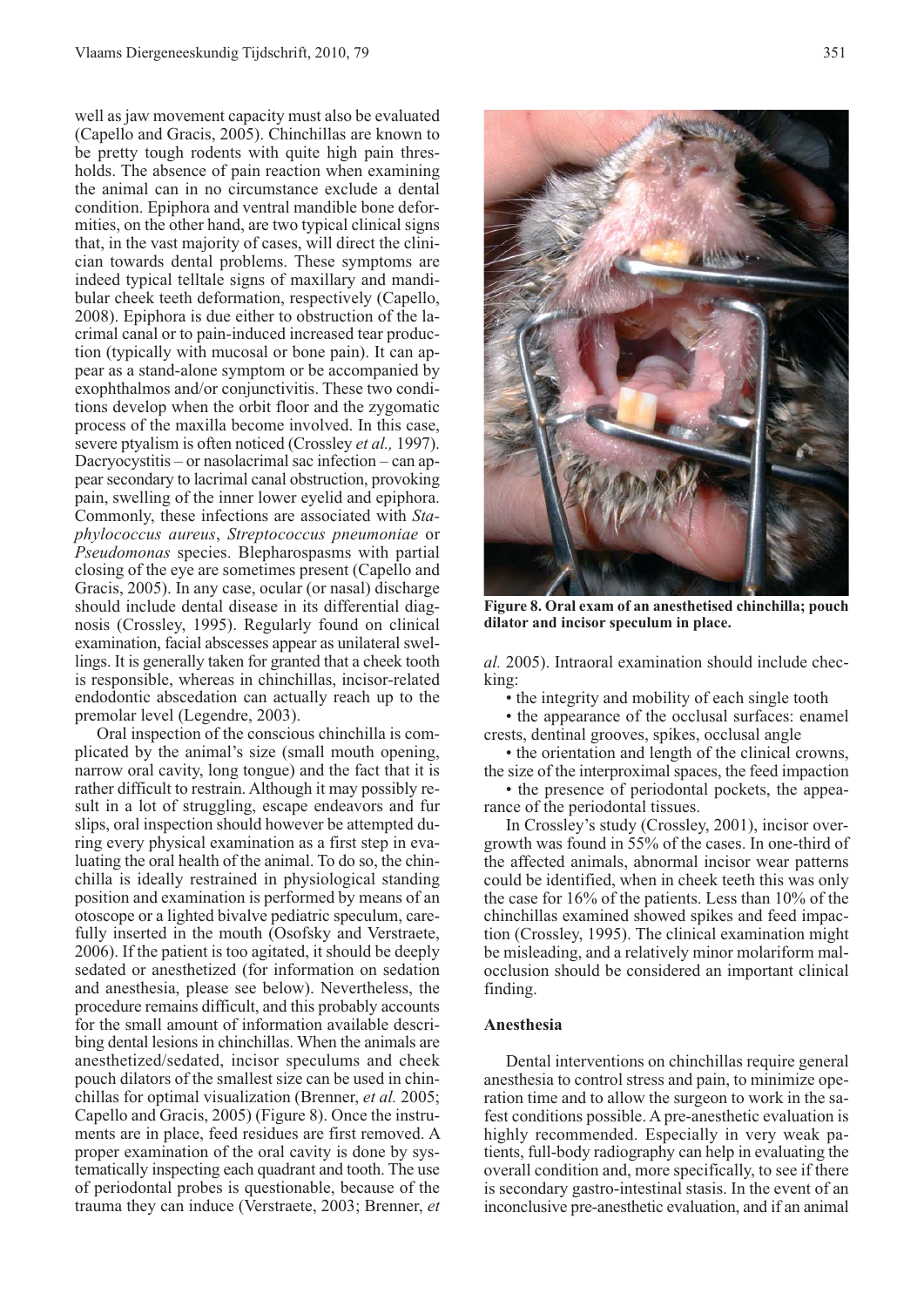well as jaw movement capacity must also be evaluated (Capello and Gracis, 2005). Chinchillas are known to be pretty tough rodents with quite high pain thresholds. The absence of pain reaction when examining the animal can in no circumstance exclude a dental condition. Epiphora and ventral mandible bone deformities, on the other hand, are two typical clinical signs that, in the vast majority of cases, will direct the clinician towards dental problems. These symptoms are indeed typical telltale signs of maxillary and mandibular cheek teeth deformation, respectively (Capello, 2008). Epiphora is due either to obstruction of the lacrimal canal or to pain-induced increased tear production (typically with mucosal or bone pain). It can appear as a stand-alone symptom or be accompanied by exophthalmos and/or conjunctivitis. These two conditions develop when the orbit floor and the zygomatic process of the maxilla become involved. In this case, severe ptyalism is often noticed (Crossley *et al.,* 1997). Dacryocystitis – or nasolacrimal sac infection – can appear secondary to lacrimal canal obstruction, provoking pain, swelling of the inner lower eyelid and epiphora. Commonly, these infections are associated with *Staphylococcus aureus*, *Streptococcus pneumoniae* or *Pseudomonas* species. Blepharospasms with partial closing of the eye are sometimes present (Capello and Gracis, 2005). In any case, ocular (or nasal) discharge should include dental disease in its differential diagnosis (Crossley, 1995). Regularly found on clinical examination, facial abscesses appear as unilateral swellings. It is generally taken for granted that a cheek tooth is responsible, whereas in chinchillas, incisor-related endodontic abscedation can actually reach up to the premolar level (Legendre, 2003).

Oral inspection of the conscious chinchilla is complicated by the animal's size (small mouth opening, narrow oral cavity, long tongue) and the fact that it is rather difficult to restrain. Although it may possibly result in a lot of struggling, escape endeavors and fur slips, oral inspection should however be attempted during every physical examination as a first step in evaluating the oral health of the animal. To do so, the chinchilla is ideally restrained in physiological standing position and examination is performed by means of an otoscope or a lighted bivalve pediatric speculum, carefully inserted in the mouth (Osofsky and Verstraete, 2006). If the patient is too agitated, it should be deeply sedated or anesthetized (for information on sedation and anesthesia, please see below). Nevertheless, the procedure remains difficult, and this probably accounts for the small amount of information available describing dental lesions in chinchillas. When the animals are anesthetized/sedated, incisor speculums and cheek pouch dilators of the smallest size can be used in chinchillas for optimal visualization (Brenner, *et al.* 2005; Capello and Gracis, 2005) (Figure 8). Once the instruments are in place, feed residues are first removed. A proper examination of the oral cavity is done by systematically inspecting each quadrant and tooth. The use of periodontal probes is questionable, because of the trauma they can induce (Verstraete, 2003; Brenner, *et al.* 2005). Intraoral examination should include checking:

- the integrity and mobility of each single tooth
- the appearance of the occlusal surfaces: enamel crests, dentinal grooves, spikes, occlusal angle
- the orientation and length of the clinical crowns, the size of the interproximal spaces, the feed impaction
- the presence of periodontal pockets, the appearance of the periodontal tissues.

**Figure 8. Oral exam of an anesthetised chinchilla; pouch dilator and incisor speculum in place.**

In Crossley's study (Crossley, 2001), incisor overgrowth was found in 55% of the cases. In one-third of the affected animals, abnormal incisor wear patterns could be identified, when in cheek teeth this was only the case for 16% of the patients. Less than 10% of the chinchillas examined showed spikes and feed impaction (Crossley, 1995). The clinical examination might be misleading, and a relatively minor molariform malocclusion should be considered an important clinical finding.

## Anesthesia

Dental interventions on chinchillas require general anesthesia to control stress and pain, to minimize operation time and to allow the surgeon to work in the safest conditions possible. A pre-anesthetic evaluation is highly recommended. Especially in very weak patients, full-body radiography can help in evaluating the overall condition and, more specifically, to see if there is secondary gastro-intestinal stasis. In the event of an inconclusive pre-anesthetic evaluation, and if an animal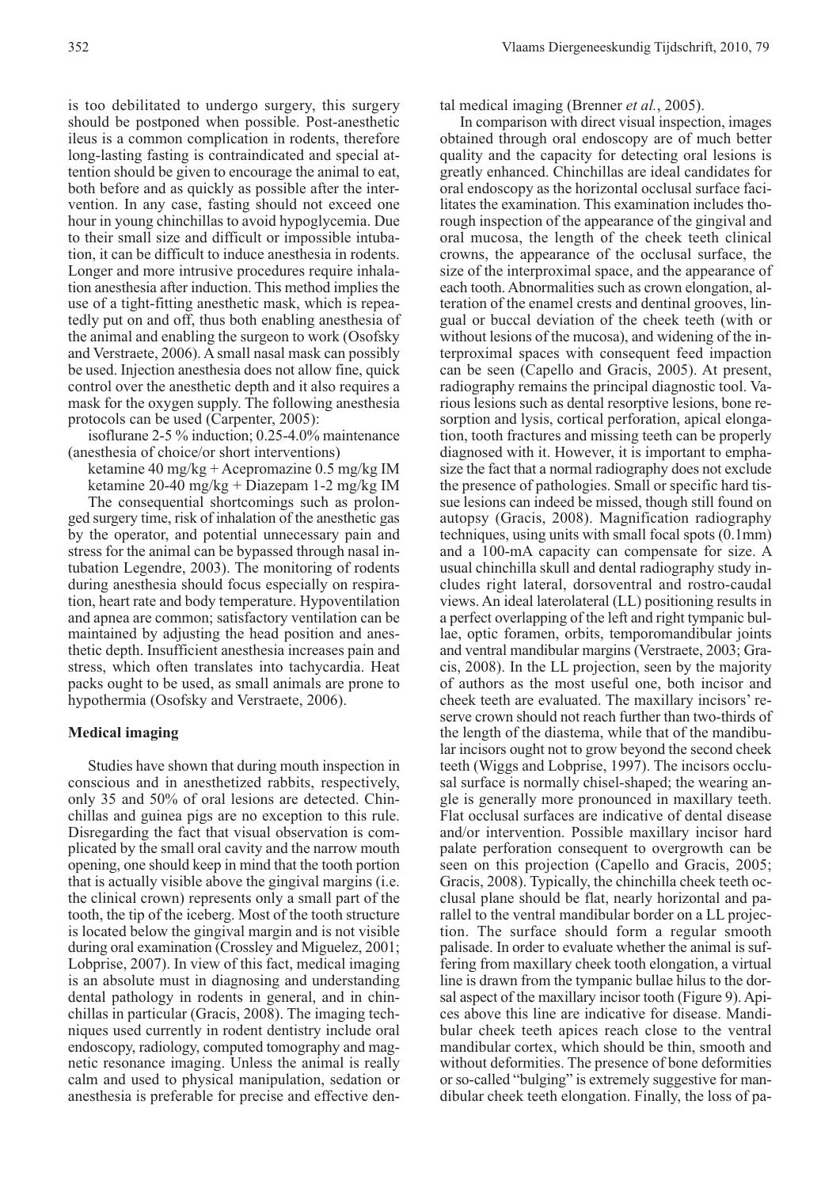is too debilitated to undergo surgery, this surgery should be postponed when possible. Post-anesthetic ileus is a common complication in rodents, therefore long-lasting fasting is contraindicated and special attention should be given to encourage the animal to eat, both before and as quickly as possible after the intervention. In any case, fasting should not exceed one hour in young chinchillas to avoid hypoglycemia. Due to their small size and difficult or impossible intubation, it can be difficult to induce anesthesia in rodents. Longer and more intrusive procedures require inhalation anesthesia after induction. This method implies the use of a tight-fitting anesthetic mask, which is repeatedly put on and off, thus both enabling anesthesia of the animal and enabling the surgeon to work (Osofsky and Verstraete, 2006). A small nasal mask can possibly be used. Injection anesthesia does not allow fine, quick control over the anesthetic depth and it also requires a mask for the oxygen supply. The following anesthesia protocols can be used (Carpenter, 2005):

isoflurane 2-5 % induction; 0.25-4.0% maintenance (anesthesia of choice/or short interventions)

ketamine 40 mg/kg + Acepromazine 0.5 mg/kg IM

ketamine 20-40 mg/kg + Diazepam 1-2 mg/kg IM

The consequential shortcomings such as prolonged surgery time, risk of inhalation of the anesthetic gas by the operator, and potential unnecessary pain and stress for the animal can be bypassed through nasal intubation Legendre, 2003). The monitoring of rodents during anesthesia should focus especially on respiration, heart rate and body temperature. Hypoventilation and apnea are common; satisfactory ventilation can be maintained by adjusting the head position and anesthetic depth. Insufficient anesthesia increases pain and stress, which often translates into tachycardia. Heat packs ought to be used, as small animals are prone to hypothermia (Osofsky and Verstraete, 2006).

## Medical imaging

Studies have shown that during mouth inspection in conscious and in anesthetized rabbits, respectively, only 35 and 50% of oral lesions are detected. Chinchillas and guinea pigs are no exception to this rule. Disregarding the fact that visual observation is complicated by the small oral cavity and the narrow mouth opening, one should keep in mind that the tooth portion that is actually visible above the gingival margins (i.e. the clinical crown) represents only a small part of the tooth, the tip of the iceberg. Most of the tooth structure is located below the gingival margin and is not visible during oral examination (Crossley and Miguelez, 2001; Lobprise, 2007). In view of this fact, medical imaging is an absolute must in diagnosing and understanding dental pathology in rodents in general, and in chinchillas in particular (Gracis, 2008). The imaging techniques used currently in rodent dentistry include oral endoscopy, radiology, computed tomography and magnetic resonance imaging. Unless the animal is really calm and used to physical manipulation, sedation or anesthesia is preferable for precise and effective dental medical imaging (Brenner *et al.*, 2005).

In comparison with direct visual inspection, images obtained through oral endoscopy are of much better quality and the capacity for detecting oral lesions is greatly enhanced. Chinchillas are ideal candidates for oral endoscopy as the horizontal occlusal surface facilitates the examination. This examination includes thorough inspection of the appearance of the gingival and oral mucosa, the length of the cheek teeth clinical crowns, the appearance of the occlusal surface, the size of the interproximal space, and the appearance of each tooth. Abnormalities such as crown elongation, alteration of the enamel crests and dentinal grooves, lingual or buccal deviation of the cheek teeth (with or without lesions of the mucosa), and widening of the interproximal spaces with consequent feed impaction can be seen (Capello and Gracis, 2005). At present, radiography remains the principal diagnostic tool. Various lesions such as dental resorptive lesions, bone resorption and lysis, cortical perforation, apical elongation, tooth fractures and missing teeth can be properly diagnosed with it. However, it is important to emphasize the fact that a normal radiography does not exclude the presence of pathologies. Small or specific hard tissue lesions can indeed be missed, though still found on autopsy (Gracis, 2008). Magnification radiography techniques, using units with small focal spots (0.1mm) and a 100-mA capacity can compensate for size. A usual chinchilla skull and dental radiography study includes right lateral, dorsoventral and rostro-caudal views. An ideal laterolateral (LL) positioning results in a perfect overlapping of the left and right tympanic bullae, optic foramen, orbits, temporomandibular joints and ventral mandibular margins (Verstraete, 2003; Gracis, 2008). In the LL projection, seen by the majority of authors as the most useful one, both incisor and cheek teeth are evaluated. The maxillary incisors' reserve crown should not reach further than two-thirds of the length of the diastema, while that of the mandibular incisors ought not to grow beyond the second cheek teeth (Wiggs and Lobprise, 1997). The incisors occlusal surface is normally chisel-shaped; the wearing angle is generally more pronounced in maxillary teeth. Flat occlusal surfaces are indicative of dental disease and/or intervention. Possible maxillary incisor hard palate perforation consequent to overgrowth can be seen on this projection (Capello and Gracis, 2005; Gracis, 2008). Typically, the chinchilla cheek teeth occlusal plane should be flat, nearly horizontal and parallel to the ventral mandibular border on a LL projection. The surface should form a regular smooth palisade. In order to evaluate whether the animal is suffering from maxillary cheek tooth elongation, a virtual line is drawn from the tympanic bullae hilus to the dorsal aspect of the maxillary incisor tooth (Figure 9). Apices above this line are indicative for disease. Mandibular cheek teeth apices reach close to the ventral mandibular cortex, which should be thin, smooth and without deformities. The presence of bone deformities or so-called "bulging" is extremely suggestive for mandibular cheek teeth elongation. Finally, the loss of pa-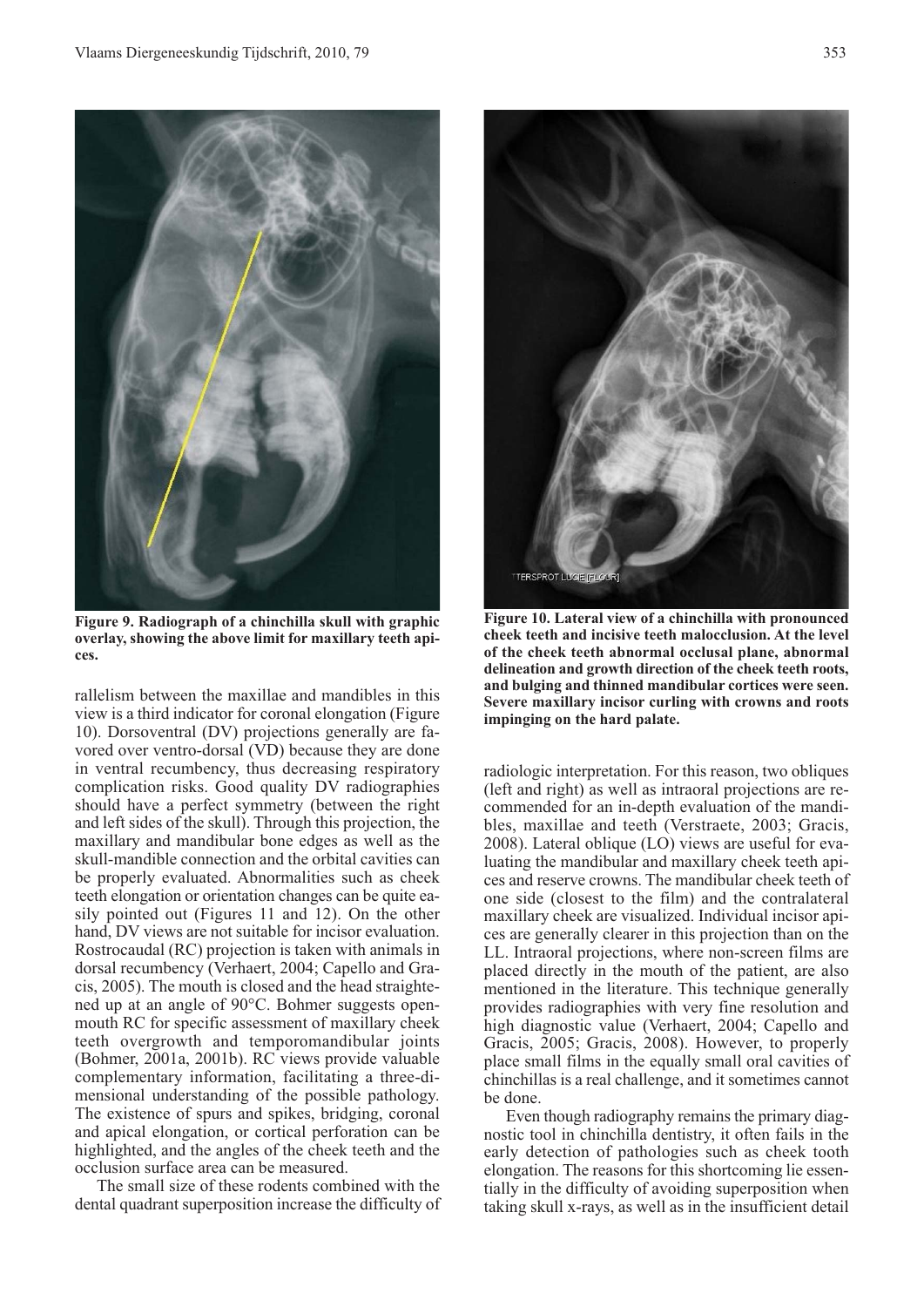**Figure 9. Radiograph of a chinchilla skull with graphic overlay, showing the above limit for maxillary teeth apices.**

**Figure 10. Lateral view of a chinchilla with pronounced cheek teeth and incisive teeth malocclusion. At the level of the cheek teeth abnormal occlusal plane, abnormal delineation and growth direction of the cheek teeth roots, and bulging and thinned mandibular cortices were seen. Severe maxillary incisor curling with crowns and roots impinging on the hard palate.**

rallelism between the maxillae and mandibles in this view is a third indicator for coronal elongation (Figure 10). Dorsoventral (DV) projections generally are favored over ventro-dorsal (VD) because they are done in ventral recumbency, thus decreasing respiratory complication risks. Good quality DV radiographies should have a perfect symmetry (between the right and left sides of the skull). Through this projection, the maxillary and mandibular bone edges as well as the skull-mandible connection and the orbital cavities can be properly evaluated. Abnormalities such as cheek teeth elongation or orientation changes can be quite easily pointed out (Figures 11 and 12). On the other hand, DV views are not suitable for incisor evaluation. Rostrocaudal (RC) projection is taken with animals in dorsal recumbency (Verhaert, 2004; Capello and Gracis, 2005). The mouth is closed and the head straightened up at an angle of 90°C. Bohmer suggests open-mouth RC for specific assessment of maxillary cheek teeth overgrowth and temporomandibular joints (Bohmer, 2001a, 2001b). RC views provide valuable complementary information, facilitating a three-dimensional understanding of the possible pathology. The existence of spurs and spikes, bridging, coronal and apical elongation, or cortical perforation can be highlighted, and the angles of the cheek teeth and the occlusion surface area can be measured.

The small size of these rodents combined with the dental quadrant superposition increase the difficulty of radiologic interpretation. For this reason, two obliques (left and right) as well as intraoral projections are recommended for an in-depth evaluation of the mandibles, maxillae and teeth (Verstraete, 2003; Gracis, 2008). Lateral oblique (LO) views are useful for evaluating the mandibular and maxillary cheek teeth apices and reserve crowns. The mandibular cheek teeth of one side (closest to the film) and the contralateral maxillary cheek are visualized. Individual incisor apices are generally clearer in this projection than on the LL. Intraoral projections, where non-screen films are placed directly in the mouth of the patient, are also mentioned in the literature. This technique generally provides radiographies with very fine resolution and high diagnostic value (Verhaert, 2004; Capello and Gracis, 2005; Gracis, 2008). However, to properly place small films in the equally small oral cavities of chinchillas is a real challenge, and it sometimes cannot be done.

Even though radiography remains the primary diagnostic tool in chinchilla dentistry, it often fails in the early detection of pathologies such as cheek tooth elongation. The reasons for this shortcoming lie essentially in the difficulty of avoiding superposition when taking skull x-rays, as well as in the insufficient detail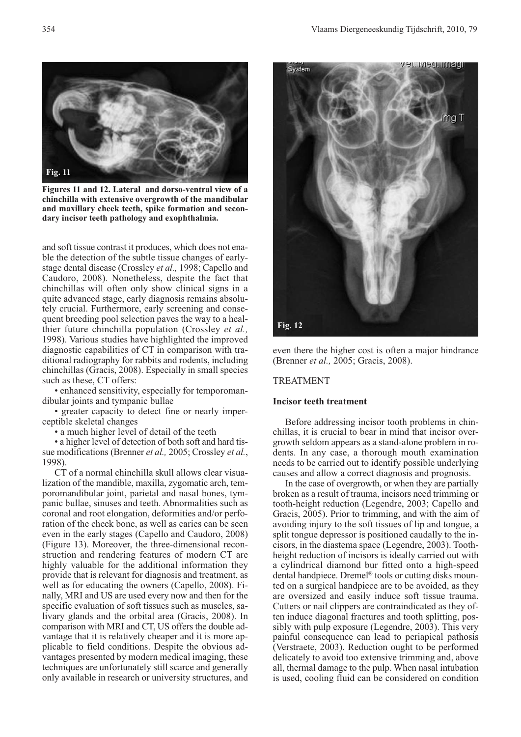**Figures 11 and 12. Lateral and dorso-ventral view of a chinchilla with extensive overgrowth of the mandibular and maxillary cheek teeth, spike formation and secondary incisor teeth pathology and exophthalmia.**

and soft tissue contrast it produces, which does not enable the detection of the subtle tissue changes of early-stage dental disease (Crossley *et al.,* 1998; Capello and Caudoro, 2008). Nonetheless, despite the fact that chinchillas will often only show clinical signs in a quite advanced stage, early diagnosis remains absolutely crucial. Furthermore, early screening and consequent breeding pool selection paves the way to a healthier future chinchilla population (Crossley *et al.,* 1998). Various studies have highlighted the improved diagnostic capabilities of CT in comparison with traditional radiography for rabbits and rodents, including chinchillas (Gracis, 2008). Especially in small species such as these, CT offers:

- enhanced sensitivity, especially for temporomandibular joints and tympanic bullae
- greater capacity to detect fine or nearly imperceptible skeletal changes
- a much higher level of detail of the teeth
- a higher level of detection of both soft and hard tissue modifications (Brenner *et al.,* 2005; Crossley *et al.*, 1998).

CT of a normal chinchilla skull allows clear visualization of the mandible, maxilla, zygomatic arch, temporomandibular joint, parietal and nasal bones, tympanic bullae, sinuses and teeth. Abnormalities such as coronal and root elongation, deformities and/or perforation of the cheek bone, as well as caries can be seen even in the early stages (Capello and Caudoro, 2008) (Figure 13). Moreover, the three-dimensional reconstruction and rendering features of modern CT are highly valuable for the additional information they provide that is relevant for diagnosis and treatment, as well as for educating the owners (Capello, 2008). Finally, MRI and US are used every now and then for the specific evaluation of soft tissues such as muscles, salivary glands and the orbital area (Gracis, 2008). In comparison with MRI and CT, US offers the double advantage that it is relatively cheaper and it is more applicable to field conditions. Despite the obvious advantages presented by modern medical imaging, these techniques are unfortunately still scarce and generally only available in research or university structures, and even there the higher cost is often a major hindrance (Brenner *et al.,* 2005; Gracis, 2008).

## TREATMENT

### Incisor teeth treatment

Before addressing incisor tooth problems in chinchillas, it is crucial to bear in mind that incisor overgrowth seldom appears as a stand-alone problem in rodents. In any case, a thorough mouth examination needs to be carried out to identify possible underlying causes and allow a correct diagnosis and prognosis.

In the case of overgrowth, or when they are partially broken as a result of trauma, incisors need trimming or tooth-height reduction (Legendre, 2003; Capello and Gracis, 2005). Prior to trimming, and with the aim of avoiding injury to the soft tissues of lip and tongue, a split tongue depressor is positioned caudally to the incisors, in the diastema space (Legendre, 2003). Tooth-height reduction of incisors is ideally carried out with a cylindrical diamond bur fitted onto a high-speed dental handpiece. Dremel® tools or cutting disks mounted on a surgical handpiece are to be avoided, as they are oversized and easily induce soft tissue trauma. Cutters or nail clippers are contraindicated as they often induce diagonal fractures and tooth splitting, possibly with pulp exposure (Legendre, 2003). This very painful consequence can lead to periapical pathosis (Verstraete, 2003). Reduction ought to be performed delicately to avoid too extensive trimming and, above all, thermal damage to the pulp. When nasal intubation is used, cooling fluid can be considered on condition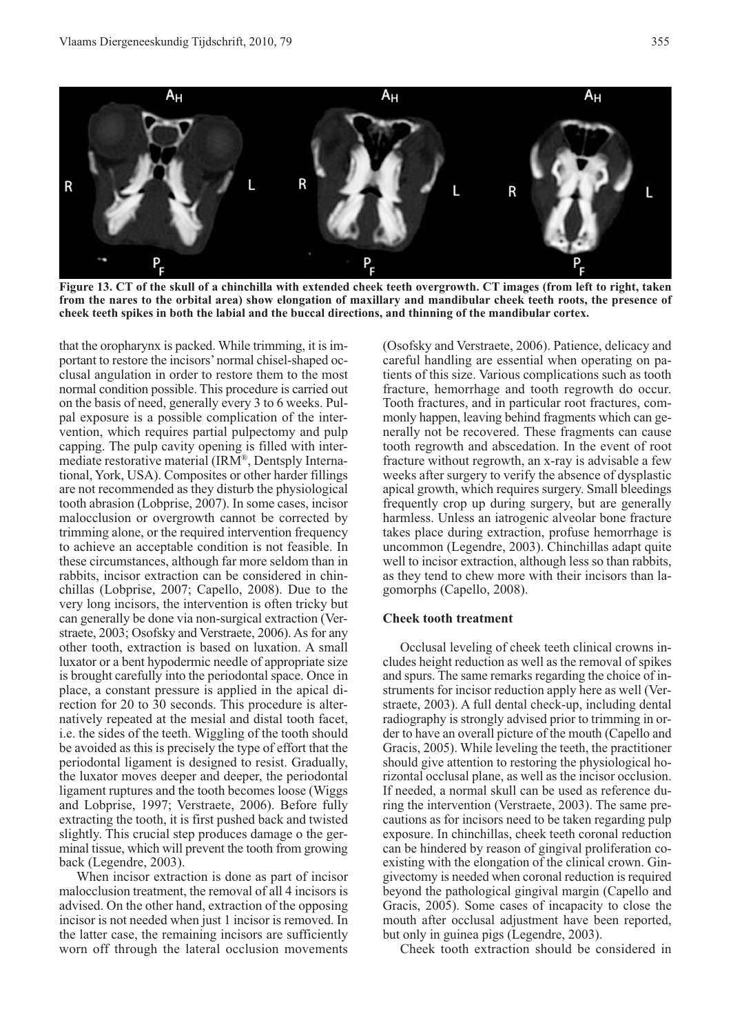**Figure 13. CT of the skull of a chinchilla with extended cheek teeth overgrowth. CT images (from left to right, taken from the nares to the orbital area) show elongation of maxillary and mandibular cheek teeth roots, the presence of cheek teeth spikes in both the labial and the buccal directions, and thinning of the mandibular cortex.**

that the oropharynx is packed. While trimming, it is important to restore the incisors' normal chisel-shaped occlusal angulation in order to restore them to the most normal condition possible. This procedure is carried out on the basis of need, generally every 3 to 6 weeks. Pulpal exposure is a possible complication of the intervention, which requires partial pulpectomy and pulp capping. The pulp cavity opening is filled with intermediate restorative material (IRM®, Dentsply International, York, USA). Composites or other harder fillings are not recommended as they disturb the physiological tooth abrasion (Lobprise, 2007). In some cases, incisor malocclusion or overgrowth cannot be corrected by trimming alone, or the required intervention frequency to achieve an acceptable condition is not feasible. In these circumstances, although far more seldom than in rabbits, incisor extraction can be considered in chinchillas (Lobprise, 2007; Capello, 2008). Due to the very long incisors, the intervention is often tricky but can generally be done via non-surgical extraction (Verstraete, 2003; Osofsky and Verstraete, 2006). As for any other tooth, extraction is based on luxation. A small luxator or a bent hypodermic needle of appropriate size is brought carefully into the periodontal space. Once in place, a constant pressure is applied in the apical direction for 20 to 30 seconds. This procedure is alternatively repeated at the mesial and distal tooth facet, i.e. the sides of the teeth. Wiggling of the tooth should be avoided as this is precisely the type of effort that the periodontal ligament is designed to resist. Gradually, the luxator moves deeper and deeper, the periodontal ligament ruptures and the tooth becomes loose (Wiggs and Lobprise, 1997; Verstraete, 2006). Before fully extracting the tooth, it is first pushed back and twisted slightly. This crucial step produces damage o the germinal tissue, which will prevent the tooth from growing back (Legendre, 2003).

When incisor extraction is done as part of incisor malocclusion treatment, the removal of all 4 incisors is advised. On the other hand, extraction of the opposing incisor is not needed when just 1 incisor is removed. In the latter case, the remaining incisors are sufficiently worn off through the lateral occlusion movements (Osofsky and Verstraete, 2006). Patience, delicacy and careful handling are essential when operating on patients of this size. Various complications such as tooth fracture, hemorrhage and tooth regrowth do occur. Tooth fractures, and in particular root fractures, commonly happen, leaving behind fragments which can generally not be recovered. These fragments can cause tooth regrowth and abscedation. In the event of root fracture without regrowth, an x-ray is advisable a few weeks after surgery to verify the absence of dysplastic apical growth, which requires surgery. Small bleedings frequently crop up during surgery, but are generally harmless. Unless an iatrogenic alveolar bone fracture takes place during extraction, profuse hemorrhage is uncommon (Legendre, 2003). Chinchillas adapt quite well to incisor extraction, although less so than rabbits, as they tend to chew more with their incisors than lagomorphs (Capello, 2008).

### Cheek tooth treatment

Occlusal leveling of cheek teeth clinical crowns includes height reduction as well as the removal of spikes and spurs. The same remarks regarding the choice of instruments for incisor reduction apply here as well (Verstraete, 2003). A full dental check-up, including dental radiography is strongly advised prior to trimming in order to have an overall picture of the mouth (Capello and Gracis, 2005). While leveling the teeth, the practitioner should give attention to restoring the physiological horizontal occlusal plane, as well as the incisor occlusion. If needed, a normal skull can be used as reference during the intervention (Verstraete, 2003). The same precautions as for incisors need to be taken regarding pulp exposure. In chinchillas, cheek teeth coronal reduction can be hindered by reason of gingival proliferation coexisting with the elongation of the clinical crown. Gingivectomy is needed when coronal reduction is required beyond the pathological gingival margin (Capello and Gracis, 2005). Some cases of incapacity to close the mouth after occlusal adjustment have been reported, but only in guinea pigs (Legendre, 2003).

Cheek tooth extraction should be considered in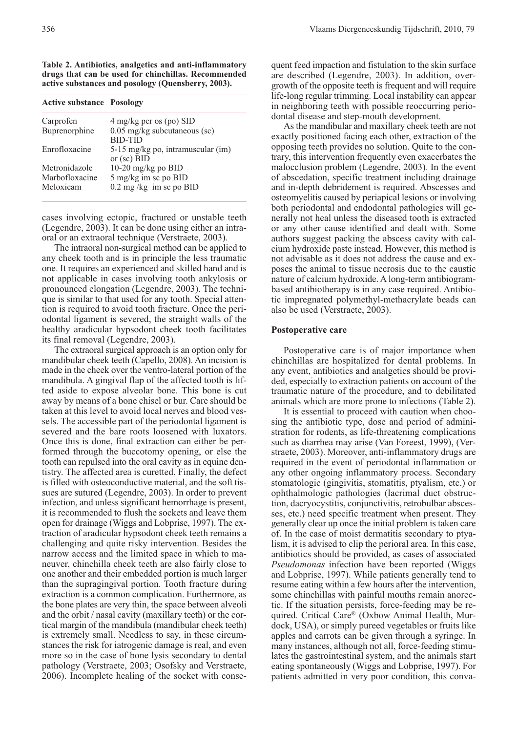**Table 2. Antibiotics, analgetics and anti-inflammatory drugs that can be used for chinchillas. Recommended active substances and posology (Quensberry, 2003).**

| Active substance | Posology |
|---|---|
| Carprofen | 4 mg/kg per os (po) SID |
| Buprenorphine | 0.05 mg/kg subcutaneous (sc) BID-TID |
| Enrofloxacine | 5-15 mg/kg po, intramuscular (im) or (sc) BID |
| Metronidazole | 10-20 mg/kg po BID |
| Marbofloxacine | 5 mg/kg im sc po BID |
| Meloxicam | 0.2 mg /kg im sc po BID |

cases involving ectopic, fractured or unstable teeth (Legendre, 2003). It can be done using either an intraoral or an extraoral technique (Verstraete, 2003).

The intraoral non-surgical method can be applied to any cheek tooth and is in principle the less traumatic one. It requires an experienced and skilled hand and is not applicable in cases involving tooth ankylosis or pronounced elongation (Legendre, 2003). The technique is similar to that used for any tooth. Special attention is required to avoid tooth fracture. Once the periodontal ligament is severed, the straight walls of the healthy aradicular hypsodont cheek tooth facilitates its final removal (Legendre, 2003).

The extraoral surgical approach is an option only for mandibular cheek teeth (Capello, 2008). An incision is made in the cheek over the ventro-lateral portion of the mandibula. A gingival flap of the affected tooth is lifted aside to expose alveolar bone. This bone is cut away by means of a bone chisel or bur. Care should be taken at this level to avoid local nerves and blood vessels. The accessible part of the periodontal ligament is severed and the bare roots loosened with luxators. Once this is done, final extraction can either be performed through the buccotomy opening, or else the tooth can repulsed into the oral cavity as in equine dentistry. The affected area is curetted. Finally, the defect is filled with osteoconductive material, and the soft tissues are sutured (Legendre, 2003). In order to prevent infection, and unless significant hemorrhage is present, it is recommended to flush the sockets and leave them open for drainage (Wiggs and Lobprise, 1997). The extraction of aradicular hypsodont cheek teeth remains a challenging and quite risky intervention. Besides the narrow access and the limited space in which to maneuver, chinchilla cheek teeth are also fairly close to one another and their embedded portion is much larger than the supragingival portion. Tooth fracture during extraction is a common complication. Furthermore, as the bone plates are very thin, the space between alveoli and the orbit / nasal cavity (maxillary teeth) or the cortical margin of the mandibula (mandibular cheek teeth) is extremely small. Needless to say, in these circumstances the risk for iatrogenic damage is real, and even more so in the case of bone lysis secondary to dental pathology (Verstraete, 2003; Osofsky and Verstraete, 2006). Incomplete healing of the socket with consequent feed impaction and fistulation to the skin surface are described (Legendre, 2003). In addition, overgrowth of the opposite teeth is frequent and will require life-long regular trimming. Local instability can appear in neighboring teeth with possible reoccurring periodontal disease and step-mouth development.

As the mandibular and maxillary cheek teeth are not exactly positioned facing each other, extraction of the opposing teeth provides no solution. Quite to the contrary, this intervention frequently even exacerbates the malocclusion problem (Legendre, 2003). In the event of abscedation, specific treatment including drainage and in-depth debridement is required. Abscesses and osteomyelitis caused by periapical lesions or involving both periodontal and endodontal pathologies will generally not heal unless the diseased tooth is extracted or any other cause identified and dealt with. Some authors suggest packing the abscess cavity with calcium hydroxide paste instead. However, this method is not advisable as it does not address the cause and exposes the animal to tissue necrosis due to the caustic nature of calcium hydroxide. A long-term antibiogram-based antibiotherapy is in any case required. Antibiotic impregnated polymethyl-methacrylate beads can also be used (Verstraete, 2003).

## Postoperative care

Postoperative care is of major importance when chinchillas are hospitalized for dental problems. In any event, antibiotics and analgetics should be provided, especially to extraction patients on account of the traumatic nature of the procedure, and to debilitated animals which are more prone to infections (Table 2).

It is essential to proceed with caution when choosing the antibiotic type, dose and period of administration for rodents, as life-threatening complications such as diarrhea may arise (Van Foreest, 1999), (Verstraete, 2003). Moreover, anti-inflammatory drugs are required in the event of periodontal inflammation or any other ongoing inflammatory process. Secondary stomatologic (gingivitis, stomatitis, ptyalism, etc.) or ophthalmologic pathologies (lacrimal duct obstruction, dacryocystitis, conjunctivitis, retrobulbar abscesses, etc.) need specific treatment when present. They generally clear up once the initial problem is taken care of. In the case of moist dermatitis secondary to ptyalism, it is advised to clip the perioral area. In this case, antibiotics should be provided, as cases of associated *Pseudomonas* infection have been reported (Wiggs and Lobprise, 1997). While patients generally tend to resume eating within a few hours after the intervention, some chinchillas with painful mouths remain anorectic. If the situation persists, force-feeding may be required. Critical Care® (Oxbow Animal Health, Murdock, USA), or simply pureed vegetables or fruits like apples and carrots can be given through a syringe. In many instances, although not all, force-feeding stimulates the gastrointestinal system, and the animals start eating spontaneously (Wiggs and Lobprise, 1997). For patients admitted in very poor condition, this conva-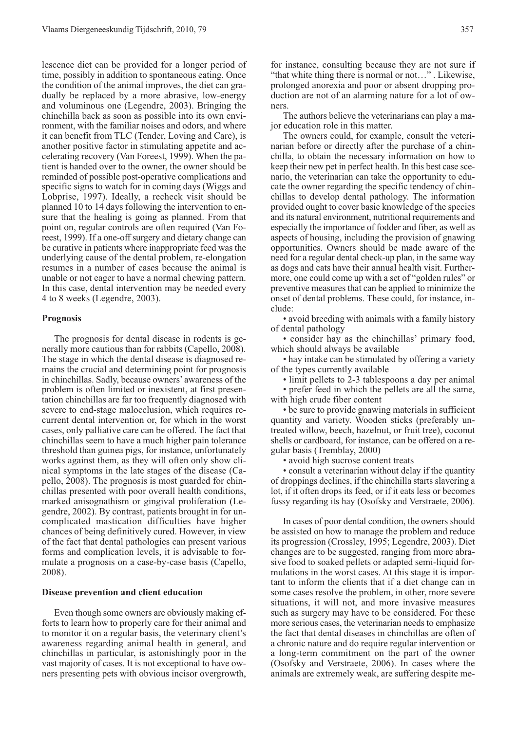lescence diet can be provided for a longer period of time, possibly in addition to spontaneous eating. Once the condition of the animal improves, the diet can gradually be replaced by a more abrasive, low-energy and voluminous one (Legendre, 2003). Bringing the chinchilla back as soon as possible into its own environment, with the familiar noises and odors, and where it can benefit from TLC (Tender, Loving and Care), is another positive factor in stimulating appetite and accelerating recovery (Van Foreest, 1999). When the patient is handed over to the owner, the owner should be reminded of possible post-operative complications and specific signs to watch for in coming days (Wiggs and Lobprise, 1997). Ideally, a recheck visit should be planned 10 to 14 days following the intervention to ensure that the healing is going as planned. From that point on, regular controls are often required (Van Foreest, 1999). If a one-off surgery and dietary change can be curative in patients where inappropriate feed was the underlying cause of the dental problem, re-elongation resumes in a number of cases because the animal is unable or not eager to have a normal chewing pattern. In this case, dental intervention may be needed every 4 to 8 weeks (Legendre, 2003).

## Prognosis

The prognosis for dental disease in rodents is generally more cautious than for rabbits (Capello, 2008). The stage in which the dental disease is diagnosed remains the crucial and determining point for prognosis in chinchillas. Sadly, because owners' awareness of the problem is often limited or inexistent, at first presentation chinchillas are far too frequently diagnosed with severe to end-stage malocclusion, which requires recurrent dental intervention or, for which in the worst cases, only palliative care can be offered. The fact that chinchillas seem to have a much higher pain tolerance threshold than guinea pigs, for instance, unfortunately works against them, as they will often only show clinical symptoms in the late stages of the disease (Capello, 2008). The prognosis is most guarded for chinchillas presented with poor overall health conditions, marked anisognathism or gingival proliferation (Legendre, 2002). By contrast, patients brought in for uncomplicated mastication difficulties have higher chances of being definitively cured. However, in view of the fact that dental pathologies can present various forms and complication levels, it is advisable to formulate a prognosis on a case-by-case basis (Capello, 2008).

## Disease prevention and client education

Even though some owners are obviously making efforts to learn how to properly care for their animal and to monitor it on a regular basis, the veterinary client's awareness regarding animal health in general, and chinchillas in particular, is astonishingly poor in the vast majority of cases. It is not exceptional to have owners presenting pets with obvious incisor overgrowth, for instance, consulting because they are not sure if "that white thing there is normal or not…" . Likewise, prolonged anorexia and poor or absent dropping production are not of an alarming nature for a lot of owners.

The authors believe the veterinarians can play a major education role in this matter.

The owners could, for example, consult the veterinarian before or directly after the purchase of a chinchilla, to obtain the necessary information on how to keep their new pet in perfect health. In this best case scenario, the veterinarian can take the opportunity to educate the owner regarding the specific tendency of chinchillas to develop dental pathology. The information provided ought to cover basic knowledge of the species and its natural environment, nutritional requirements and especially the importance of fodder and fiber, as well as aspects of housing, including the provision of gnawing opportunities. Owners should be made aware of the need for a regular dental check-up plan, in the same way as dogs and cats have their annual health visit. Furthermore, one could come up with a set of "golden rules" or preventive measures that can be applied to minimize the onset of dental problems. These could, for instance, include:

- avoid breeding with animals with a family history of dental pathology
- consider hay as the chinchillas' primary food, which should always be available
- hay intake can be stimulated by offering a variety of the types currently available
- limit pellets to 2-3 tablespoons a day per animal
- prefer feed in which the pellets are all the same, with high crude fiber content
- be sure to provide gnawing materials in sufficient quantity and variety. Wooden sticks (preferably untreated willow, beech, hazelnut, or fruit tree), coconut shells or cardboard, for instance, can be offered on a regular basis (Tremblay, 2000)
- avoid high sucrose content treats
- consult a veterinarian without delay if the quantity of droppings declines, if the chinchilla starts slavering a lot, if it often drops its feed, or if it eats less or becomes fussy regarding its hay (Osofsky and Verstraete, 2006).

In cases of poor dental condition, the owners should be assisted on how to manage the problem and reduce its progression (Crossley, 1995; Legendre, 2003). Diet changes are to be suggested, ranging from more abrasive food to soaked pellets or adapted semi-liquid formulations in the worst cases. At this stage it is important to inform the clients that if a diet change can in some cases resolve the problem, in other, more severe situations, it will not, and more invasive measures such as surgery may have to be considered. For these more serious cases, the veterinarian needs to emphasize the fact that dental diseases in chinchillas are often of a chronic nature and do require regular intervention or a long-term commitment on the part of the owner (Osofsky and Verstraete, 2006). In cases where the animals are extremely weak, are suffering despite me-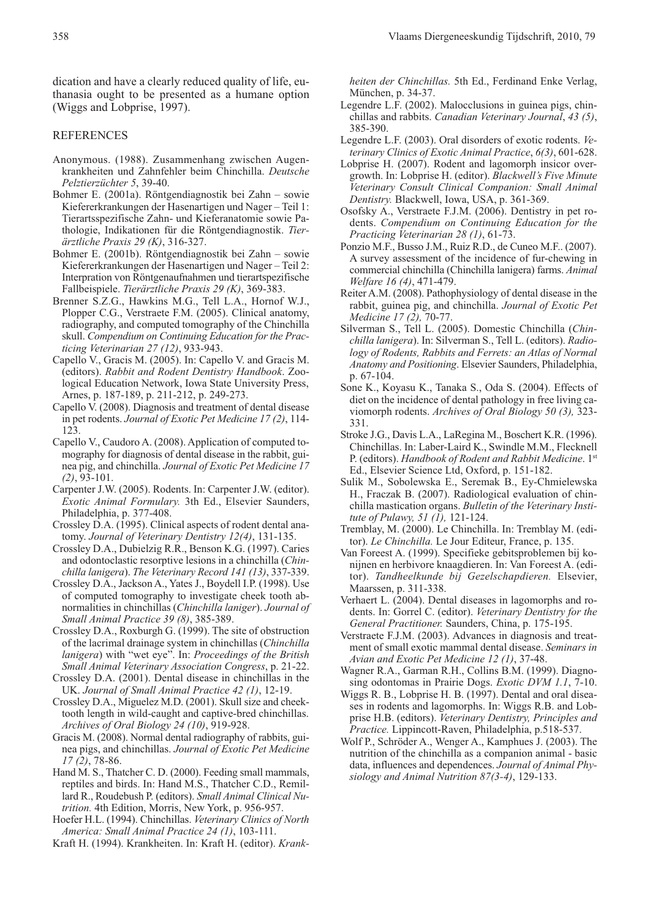dication and have a clearly reduced quality of life, euthanasia ought to be presented as a humane option (Wiggs and Lobprise, 1997).

## REFERENCES

Anonymous. (1988). Zusammenhang zwischen Augenkrankheiten und Zahnfehler beim Chinchilla. *Deutsche Pelztierzüchter 5*, 39-40.

Bohmer E. (2001a). Röntgendiagnostik bei Zahn – sowie Kiefererkrankungen der Hasenartigen und Nager – Teil 1: Tierartsspezifische Zahn- und Kieferanatomie sowie Pathologie, Indikationen für die Röntgendiagnostik. *Tierärztliche Praxis 29 (K)*, 316-327.

Bohmer E. (2001b). Röntgendiagnostik bei Zahn – sowie Kiefererkrankungen der Hasenartigen und Nager – Teil 2: Interpration von Röntgenaufnahmen und tierartspezifische Fallbeispiele. *Tierärztliche Praxis 29 (K)*, 369-383.

Brenner S.Z.G., Hawkins M.G., Tell L.A., Hornof W.J., Plopper C.G., Verstraete F.M. (2005). Clinical anatomy, radiography, and computed tomography of the Chinchilla skull. *Compendium on Continuing Education for the Practicing Veterinarian 27 (12)*, 933-943.

Capello V., Gracis M. (2005). In: Capello V. and Gracis M. (editors). *Rabbit and Rodent Dentistry Handbook*. Zoological Education Network, Iowa State University Press, Arnes, p. 187-189, p. 211-212, p. 249-273.

Capello V. (2008). Diagnosis and treatment of dental disease in pet rodents. *Journal of Exotic Pet Medicine 17 (2)*, 114-123.

Capello V., Caudoro A. (2008). Application of computed tomography for diagnosis of dental disease in the rabbit, guinea pig, and chinchilla. *Journal of Exotic Pet Medicine 17 (2)*, 93-101.

Carpenter J.W. (2005). Rodents. In: Carpenter J.W. (editor). *Exotic Animal Formulary.* 3th Ed., Elsevier Saunders, Philadelphia, p. 377-408.

Crossley D.A. (1995). Clinical aspects of rodent dental anatomy. *Journal of Veterinary Dentistry 12(4)*, 131-135.

Crossley D.A., Dubielzig R.R., Benson K.G. (1997). Caries and odontoclastic resorptive lesions in a chinchilla (*Chinchilla lanigera*). *The Veterinary Record 141 (13)*, 337-339.

Crossley D.A., Jackson A., Yates J., Boydell I.P. (1998). Use of computed tomography to investigate cheek tooth abnormalities in chinchillas (*Chinchilla laniger*). *Journal of Small Animal Practice 39 (8)*, 385-389.

Crossley D.A., Roxburgh G. (1999). The site of obstruction of the lacrimal drainage system in chinchillas (*Chinchilla lanigera*) with "wet eye". In: *Proceedings of the British Small Animal Veterinary Association Congress*, p. 21-22.

Crossley D.A. (2001). Dental disease in chinchillas in the UK. *Journal of Small Animal Practice 42 (1)*, 12-19.

Crossley D.A., Miguelez M.D. (2001). Skull size and cheektooth length in wild-caught and captive-bred chinchillas. *Archives of Oral Biology 24 (10)*, 919-928.

Gracis M. (2008). Normal dental radiography of rabbits, guinea pigs, and chinchillas. *Journal of Exotic Pet Medicine 17 (2)*, 78-86.

Hand M. S., Thatcher C. D. (2000). Feeding small mammals, reptiles and birds. In: Hand M.S., Thatcher C.D., Remillard R., Roudebush P. (editors). *Small Animal Clinical Nutrition.* 4th Edition, Morris, New York, p. 956-957.

Hoefer H.L. (1994). Chinchillas. *Veterinary Clinics of North America: Small Animal Practice 24 (1)*, 103-111.

Kraft H. (1994). Krankheiten. In: Kraft H. (editor). *Krankheiten der Chinchillas.* 5th Ed., Ferdinand Enke Verlag, München, p. 34-37.

Legendre L.F. (2002). Malocclusions in guinea pigs, chinchillas and rabbits. *Canadian Veterinary Journal*, *43 (5)*, 385-390.

Legendre L.F. (2003). Oral disorders of exotic rodents. *Veterinary Clinics of Exotic Animal Practice*, *6(3)*, 601-628.

Lobprise H. (2007). Rodent and lagomorph insicor overgrowth. In: Lobprise H. (editor). *Blackwell's Five Minute Veterinary Consult Clinical Companion: Small Animal Dentistry.* Blackwell, Iowa, USA, p. 361-369.

Osofsky A., Verstraete F.J.M. (2006). Dentistry in pet rodents. *Compendium on Continuing Education for the Practicing Veterinarian 28 (1)*, 61-73.

Ponzio M.F., Busso J.M., Ruiz R.D., de Cuneo M.F.. (2007). A survey assessment of the incidence of fur-chewing in commercial chinchilla (Chinchilla lanigera) farms. *Animal Welfare 16 (4)*, 471-479.

Reiter A.M. (2008). Pathophysiology of dental disease in the rabbit, guinea pig, and chinchilla. *Journal of Exotic Pet Medicine 17 (2),* 70-77.

Silverman S., Tell L. (2005). Domestic Chinchilla (*Chinchilla lanigera*). In: Silverman S., Tell L. (editors). *Radiology of Rodents, Rabbits and Ferrets: an Atlas of Normal Anatomy and Positioning*. Elsevier Saunders, Philadelphia, p. 67-104.

Sone K., Koyasu K., Tanaka S., Oda S. (2004). Effects of diet on the incidence of dental pathology in free living caviomorph rodents. *Archives of Oral Biology 50 (3),* 323-331.

Stroke J.G., Davis L.A., LaRegina M., Boschert K.R. (1996). Chinchillas. In: Laber-Laird K., Swindle M.M., Flecknell P. (editors). *Handbook of Rodent and Rabbit Medicine*. 1st Ed., Elsevier Science Ltd, Oxford, p. 151-182.

Sulik M., Sobolewska E., Seremak B., Ey-Chmielewska H., Fraczak B. (2007). Radiological evaluation of chinchilla mastication organs. *Bulletin of the Veterinary Institute of Pulawy, 51 (1),* 121-124.

Tremblay, M. (2000). Le Chinchilla. In: Tremblay M. (editor). *Le Chinchilla.* Le Jour Editeur, France, p. 135.

Van Foreest A. (1999). Specifieke gebitsproblemen bij konijnen en herbivore knaagdieren. In: Van Foreest A. (editor). *Tandheelkunde bij Gezelschapdieren.* Elsevier, Maarssen, p. 311-338.

Verhaert L. (2004). Dental diseases in lagomorphs and rodents. In: Gorrel C. (editor). *Veterinary Dentistry for the General Practitioner.* Saunders, China, p. 175-195.

Verstraete F.J.M. (2003). Advances in diagnosis and treatment of small exotic mammal dental disease. *Seminars in Avian and Exotic Pet Medicine 12 (1)*, 37-48.

Wagner R.A., Garman R.H., Collins B.M. (1999). Diagnosing odontomas in Prairie Dogs. *Exotic DVM 1.1*, 7-10.

Wiggs R. B., Lobprise H. B. (1997). Dental and oral diseases in rodents and lagomorphs. In: Wiggs R.B. and Lobprise H.B. (editors). *Veterinary Dentistry, Principles and Practice.* Lippincott-Raven, Philadelphia, p.518-537.

Wolf P., Schröder A., Wenger A., Kamphues J. (2003). The nutrition of the chinchilla as a companion animal - basic data, influences and dependences. *Journal of Animal Physiology and Animal Nutrition 87(3-4)*, 129-133.